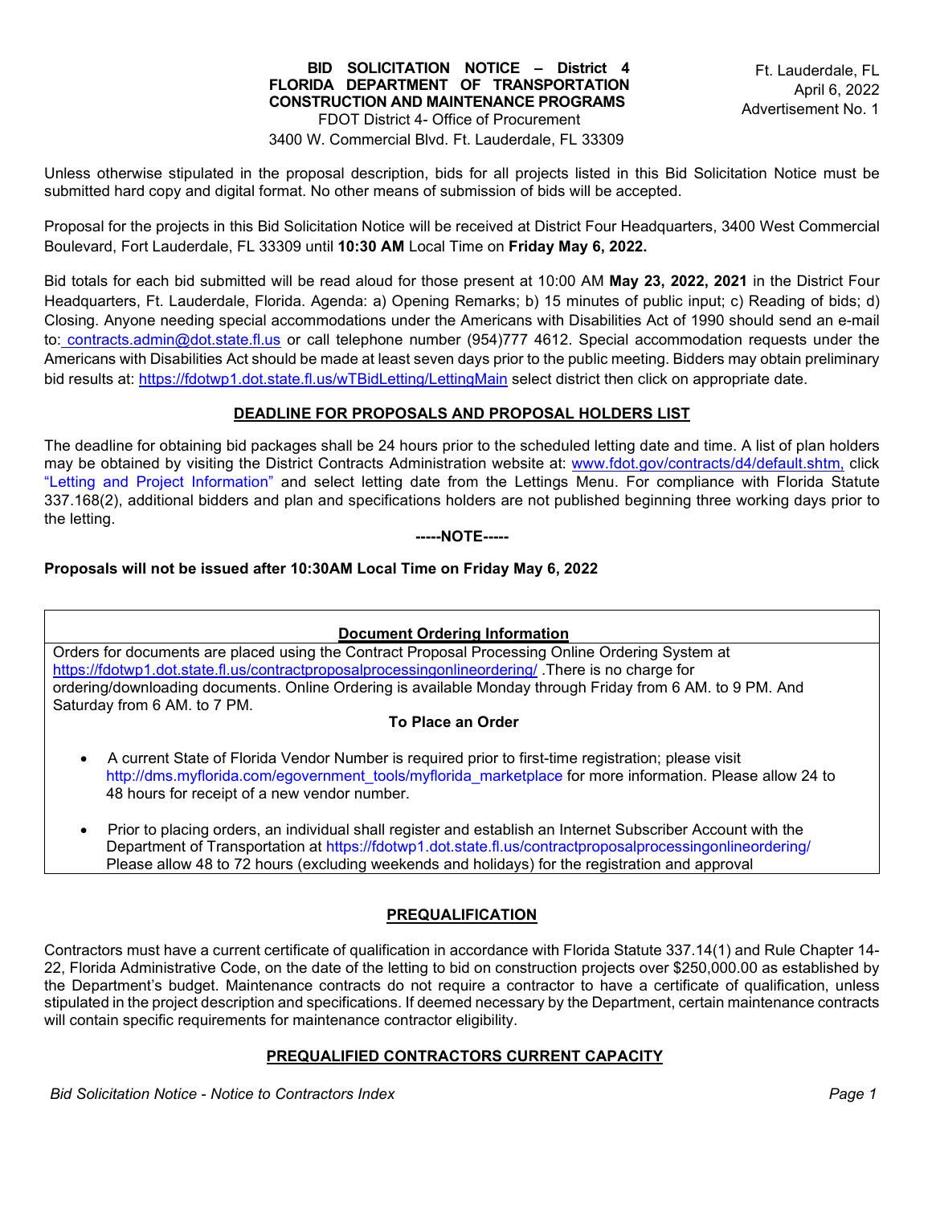**BID SOLICITATION NOTICE – District 4**
**FLORIDA DEPARTMENT OF TRANSPORTATION**
**CONSTRUCTION AND MAINTENANCE PROGRAMS**
FDOT District 4- Office of Procurement
3400 W. Commercial Blvd. Ft. Lauderdale, FL 33309

Ft. Lauderdale, FL
April 6, 2022
Advertisement No. 1

Unless otherwise stipulated in the proposal description, bids for all projects listed in this Bid Solicitation Notice must be submitted hard copy and digital format. No other means of submission of bids will be accepted.

Proposal for the projects in this Bid Solicitation Notice will be received at District Four Headquarters, 3400 West Commercial Boulevard, Fort Lauderdale, FL 33309 until **10:30 AM** Local Time on **Friday May 6, 2022.**

Bid totals for each bid submitted will be read aloud for those present at 10:00 AM **May 23, 2022, 2021** in the District Four Headquarters, Ft. Lauderdale, Florida. Agenda: a) Opening Remarks; b) 15 minutes of public input; c) Reading of bids; d) Closing. Anyone needing special accommodations under the Americans with Disabilities Act of 1990 should send an e-mail to: contracts.admin@dot.state.fl.us or call telephone number (954)777 4612. Special accommodation requests under the Americans with Disabilities Act should be made at least seven days prior to the public meeting. Bidders may obtain preliminary bid results at: https://fdotwp1.dot.state.fl.us/wTBidLetting/LettingMain select district then click on appropriate date.

## DEADLINE FOR PROPOSALS AND PROPOSAL HOLDERS LIST

The deadline for obtaining bid packages shall be 24 hours prior to the scheduled letting date and time. A list of plan holders may be obtained by visiting the District Contracts Administration website at: www.fdot.gov/contracts/d4/default.shtm, click "Letting and Project Information" and select letting date from the Lettings Menu. For compliance with Florida Statute 337.168(2), additional bidders and plan and specifications holders are not published beginning three working days prior to the letting.

**-----NOTE-----**

**Proposals will not be issued after 10:30AM Local Time on Friday May 6, 2022**

## Document Ordering Information

Orders for documents are placed using the Contract Proposal Processing Online Ordering System at https://fdotwp1.dot.state.fl.us/contractproposalprocessingonlineordering/ .There is no charge for ordering/downloading documents. Online Ordering is available Monday through Friday from 6 AM. to 9 PM. And Saturday from 6 AM. to 7 PM.

**To Place an Order**

- A current State of Florida Vendor Number is required prior to first-time registration; please visit http://dms.myflorida.com/egovernment_tools/myflorida_marketplace for more information. Please allow 24 to 48 hours for receipt of a new vendor number.
- Prior to placing orders, an individual shall register and establish an Internet Subscriber Account with the Department of Transportation at https://fdotwp1.dot.state.fl.us/contractproposalprocessingonlineordering/ Please allow 48 to 72 hours (excluding weekends and holidays) for the registration and approval

## PREQUALIFICATION

Contractors must have a current certificate of qualification in accordance with Florida Statute 337.14(1) and Rule Chapter 14-22, Florida Administrative Code, on the date of the letting to bid on construction projects over $250,000.00 as established by the Department's budget. Maintenance contracts do not require a contractor to have a certificate of qualification, unless stipulated in the project description and specifications. If deemed necessary by the Department, certain maintenance contracts will contain specific requirements for maintenance contractor eligibility.

## PREQUALIFIED CONTRACTORS CURRENT CAPACITY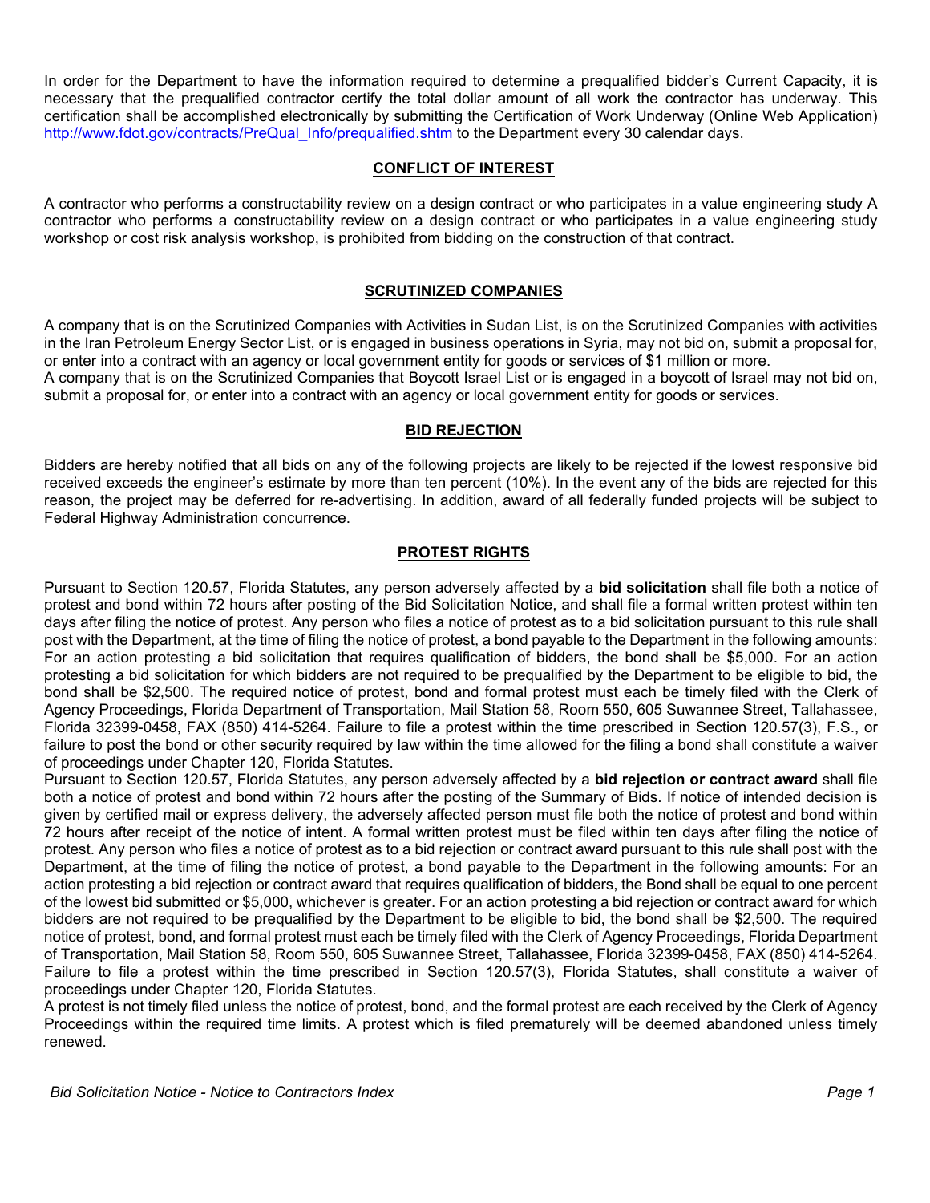In order for the Department to have the information required to determine a prequalified bidder's Current Capacity, it is necessary that the prequalified contractor certify the total dollar amount of all work the contractor has underway. This certification shall be accomplished electronically by submitting the Certification of Work Underway (Online Web Application) http://www.fdot.gov/contracts/PreQual_Info/prequalified.shtm to the Department every 30 calendar days.

## CONFLICT OF INTEREST

A contractor who performs a constructability review on a design contract or who participates in a value engineering study A contractor who performs a constructability review on a design contract or who participates in a value engineering study workshop or cost risk analysis workshop, is prohibited from bidding on the construction of that contract.

## SCRUTINIZED COMPANIES

A company that is on the Scrutinized Companies with Activities in Sudan List, is on the Scrutinized Companies with activities in the Iran Petroleum Energy Sector List, or is engaged in business operations in Syria, may not bid on, submit a proposal for, or enter into a contract with an agency or local government entity for goods or services of $1 million or more.
A company that is on the Scrutinized Companies that Boycott Israel List or is engaged in a boycott of Israel may not bid on, submit a proposal for, or enter into a contract with an agency or local government entity for goods or services.

## BID REJECTION

Bidders are hereby notified that all bids on any of the following projects are likely to be rejected if the lowest responsive bid received exceeds the engineer's estimate by more than ten percent (10%). In the event any of the bids are rejected for this reason, the project may be deferred for re-advertising. In addition, award of all federally funded projects will be subject to Federal Highway Administration concurrence.

## PROTEST RIGHTS

Pursuant to Section 120.57, Florida Statutes, any person adversely affected by a **bid solicitation** shall file both a notice of protest and bond within 72 hours after posting of the Bid Solicitation Notice, and shall file a formal written protest within ten days after filing the notice of protest. Any person who files a notice of protest as to a bid solicitation pursuant to this rule shall post with the Department, at the time of filing the notice of protest, a bond payable to the Department in the following amounts: For an action protesting a bid solicitation that requires qualification of bidders, the bond shall be $5,000. For an action protesting a bid solicitation for which bidders are not required to be prequalified by the Department to be eligible to bid, the bond shall be $2,500. The required notice of protest, bond and formal protest must each be timely filed with the Clerk of Agency Proceedings, Florida Department of Transportation, Mail Station 58, Room 550, 605 Suwannee Street, Tallahassee, Florida 32399-0458, FAX (850) 414-5264. Failure to file a protest within the time prescribed in Section 120.57(3), F.S., or failure to post the bond or other security required by law within the time allowed for the filing a bond shall constitute a waiver of proceedings under Chapter 120, Florida Statutes.
Pursuant to Section 120.57, Florida Statutes, any person adversely affected by a **bid rejection or contract award** shall file both a notice of protest and bond within 72 hours after the posting of the Summary of Bids. If notice of intended decision is given by certified mail or express delivery, the adversely affected person must file both the notice of protest and bond within 72 hours after receipt of the notice of intent. A formal written protest must be filed within ten days after filing the notice of protest. Any person who files a notice of protest as to a bid rejection or contract award pursuant to this rule shall post with the Department, at the time of filing the notice of protest, a bond payable to the Department in the following amounts: For an action protesting a bid rejection or contract award that requires qualification of bidders, the Bond shall be equal to one percent of the lowest bid submitted or $5,000, whichever is greater. For an action protesting a bid rejection or contract award for which bidders are not required to be prequalified by the Department to be eligible to bid, the bond shall be $2,500. The required notice of protest, bond, and formal protest must each be timely filed with the Clerk of Agency Proceedings, Florida Department of Transportation, Mail Station 58, Room 550, 605 Suwannee Street, Tallahassee, Florida 32399-0458, FAX (850) 414-5264. Failure to file a protest within the time prescribed in Section 120.57(3), Florida Statutes, shall constitute a waiver of proceedings under Chapter 120, Florida Statutes.
A protest is not timely filed unless the notice of protest, bond, and the formal protest are each received by the Clerk of Agency Proceedings within the required time limits. A protest which is filed prematurely will be deemed abandoned unless timely renewed.

*Bid Solicitation Notice - Notice to Contractors Index*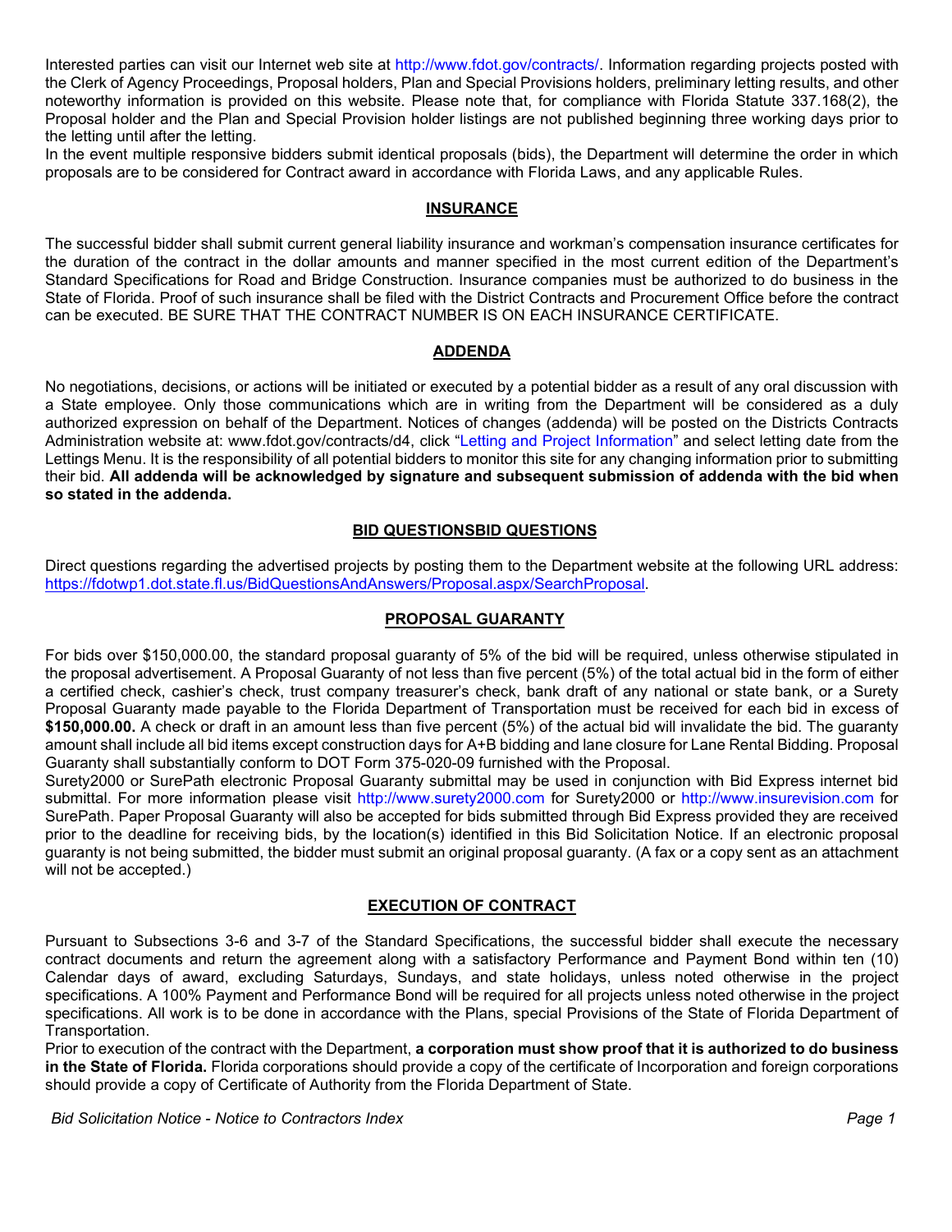Interested parties can visit our Internet web site at http://www.fdot.gov/contracts/. Information regarding projects posted with the Clerk of Agency Proceedings, Proposal holders, Plan and Special Provisions holders, preliminary letting results, and other noteworthy information is provided on this website. Please note that, for compliance with Florida Statute 337.168(2), the Proposal holder and the Plan and Special Provision holder listings are not published beginning three working days prior to the letting until after the letting.

In the event multiple responsive bidders submit identical proposals (bids), the Department will determine the order in which proposals are to be considered for Contract award in accordance with Florida Laws, and any applicable Rules.

## INSURANCE

The successful bidder shall submit current general liability insurance and workman's compensation insurance certificates for the duration of the contract in the dollar amounts and manner specified in the most current edition of the Department's Standard Specifications for Road and Bridge Construction. Insurance companies must be authorized to do business in the State of Florida. Proof of such insurance shall be filed with the District Contracts and Procurement Office before the contract can be executed. BE SURE THAT THE CONTRACT NUMBER IS ON EACH INSURANCE CERTIFICATE.

## ADDENDA

No negotiations, decisions, or actions will be initiated or executed by a potential bidder as a result of any oral discussion with a State employee. Only those communications which are in writing from the Department will be considered as a duly authorized expression on behalf of the Department. Notices of changes (addenda) will be posted on the Districts Contracts Administration website at: www.fdot.gov/contracts/d4, click "Letting and Project Information" and select letting date from the Lettings Menu. It is the responsibility of all potential bidders to monitor this site for any changing information prior to submitting their bid. **All addenda will be acknowledged by signature and subsequent submission of addenda with the bid when so stated in the addenda.**

## BID QUESTIONSBID QUESTIONS

Direct questions regarding the advertised projects by posting them to the Department website at the following URL address: https://fdotwp1.dot.state.fl.us/BidQuestionsAndAnswers/Proposal.aspx/SearchProposal.

## PROPOSAL GUARANTY

For bids over $150,000.00, the standard proposal guaranty of 5% of the bid will be required, unless otherwise stipulated in the proposal advertisement. A Proposal Guaranty of not less than five percent (5%) of the total actual bid in the form of either a certified check, cashier's check, trust company treasurer's check, bank draft of any national or state bank, or a Surety Proposal Guaranty made payable to the Florida Department of Transportation must be received for each bid in excess of **$150,000.00.** A check or draft in an amount less than five percent (5%) of the actual bid will invalidate the bid. The guaranty amount shall include all bid items except construction days for A+B bidding and lane closure for Lane Rental Bidding. Proposal Guaranty shall substantially conform to DOT Form 375-020-09 furnished with the Proposal.

Surety2000 or SurePath electronic Proposal Guaranty submittal may be used in conjunction with Bid Express internet bid submittal. For more information please visit http://www.surety2000.com for Surety2000 or http://www.insurevision.com for SurePath. Paper Proposal Guaranty will also be accepted for bids submitted through Bid Express provided they are received prior to the deadline for receiving bids, by the location(s) identified in this Bid Solicitation Notice. If an electronic proposal guaranty is not being submitted, the bidder must submit an original proposal guaranty. (A fax or a copy sent as an attachment will not be accepted.)

## EXECUTION OF CONTRACT

Pursuant to Subsections 3-6 and 3-7 of the Standard Specifications, the successful bidder shall execute the necessary contract documents and return the agreement along with a satisfactory Performance and Payment Bond within ten (10) Calendar days of award, excluding Saturdays, Sundays, and state holidays, unless noted otherwise in the project specifications. A 100% Payment and Performance Bond will be required for all projects unless noted otherwise in the project specifications. All work is to be done in accordance with the Plans, special Provisions of the State of Florida Department of Transportation.

Prior to execution of the contract with the Department, **a corporation must show proof that it is authorized to do business in the State of Florida.** Florida corporations should provide a copy of the certificate of Incorporation and foreign corporations should provide a copy of Certificate of Authority from the Florida Department of State.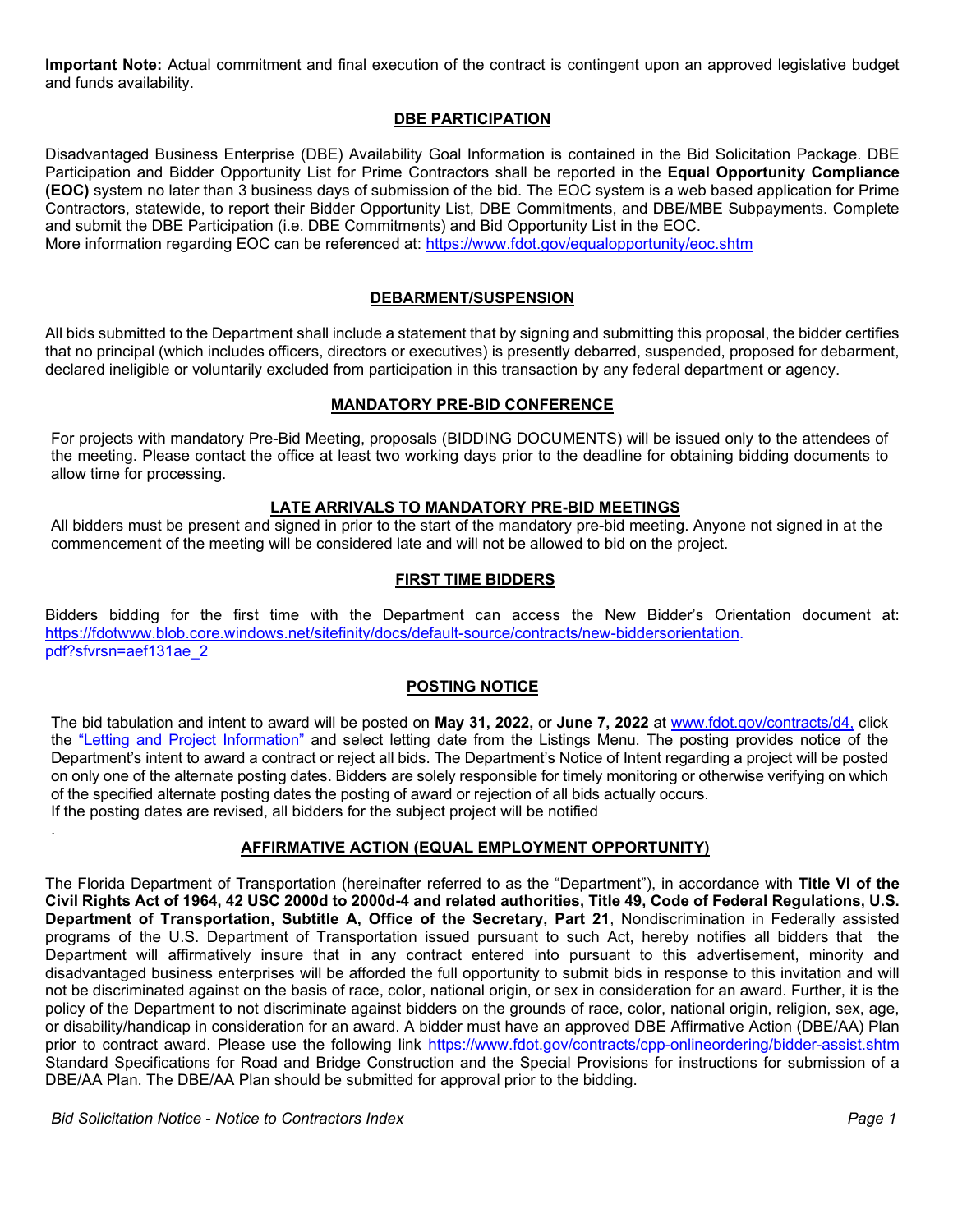**Important Note:** Actual commitment and final execution of the contract is contingent upon an approved legislative budget and funds availability.

## DBE PARTICIPATION

Disadvantaged Business Enterprise (DBE) Availability Goal Information is contained in the Bid Solicitation Package. DBE Participation and Bidder Opportunity List for Prime Contractors shall be reported in the **Equal Opportunity Compliance (EOC)** system no later than 3 business days of submission of the bid. The EOC system is a web based application for Prime Contractors, statewide, to report their Bidder Opportunity List, DBE Commitments, and DBE/MBE Subpayments. Complete and submit the DBE Participation (i.e. DBE Commitments) and Bid Opportunity List in the EOC.
More information regarding EOC can be referenced at: https://www.fdot.gov/equalopportunity/eoc.shtm

## DEBARMENT/SUSPENSION

All bids submitted to the Department shall include a statement that by signing and submitting this proposal, the bidder certifies that no principal (which includes officers, directors or executives) is presently debarred, suspended, proposed for debarment, declared ineligible or voluntarily excluded from participation in this transaction by any federal department or agency.

## MANDATORY PRE-BID CONFERENCE

For projects with mandatory Pre-Bid Meeting, proposals (BIDDING DOCUMENTS) will be issued only to the attendees of the meeting. Please contact the office at least two working days prior to the deadline for obtaining bidding documents to allow time for processing.

## LATE ARRIVALS TO MANDATORY PRE-BID MEETINGS

All bidders must be present and signed in prior to the start of the mandatory pre-bid meeting. Anyone not signed in at the commencement of the meeting will be considered late and will not be allowed to bid on the project.

## FIRST TIME BIDDERS

Bidders bidding for the first time with the Department can access the New Bidder's Orientation document at: https://fdotwww.blob.core.windows.net/sitefinity/docs/default-source/contracts/new-biddersorientation.pdf?sfvrsn=aef131ae_2

## POSTING NOTICE

The bid tabulation and intent to award will be posted on **May 31, 2022,** or **June 7, 2022** at www.fdot.gov/contracts/d4, click the "Letting and Project Information" and select letting date from the Listings Menu. The posting provides notice of the Department's intent to award a contract or reject all bids. The Department's Notice of Intent regarding a project will be posted on only one of the alternate posting dates. Bidders are solely responsible for timely monitoring or otherwise verifying on which of the specified alternate posting dates the posting of award or rejection of all bids actually occurs.
If the posting dates are revised, all bidders for the subject project will be notified
.

## AFFIRMATIVE ACTION (EQUAL EMPLOYMENT OPPORTUNITY)

The Florida Department of Transportation (hereinafter referred to as the "Department"), in accordance with **Title VI of the Civil Rights Act of 1964, 42 USC 2000d to 2000d-4 and related authorities, Title 49, Code of Federal Regulations, U.S. Department of Transportation, Subtitle A, Office of the Secretary, Part 21**, Nondiscrimination in Federally assisted programs of the U.S. Department of Transportation issued pursuant to such Act, hereby notifies all bidders that the Department will affirmatively insure that in any contract entered into pursuant to this advertisement, minority and disadvantaged business enterprises will be afforded the full opportunity to submit bids in response to this invitation and will not be discriminated against on the basis of race, color, national origin, or sex in consideration for an award. Further, it is the policy of the Department to not discriminate against bidders on the grounds of race, color, national origin, religion, sex, age, or disability/handicap in consideration for an award. A bidder must have an approved DBE Affirmative Action (DBE/AA) Plan prior to contract award. Please use the following link https://www.fdot.gov/contracts/cpp-onlineordering/bidder-assist.shtm Standard Specifications for Road and Bridge Construction and the Special Provisions for instructions for submission of a DBE/AA Plan. The DBE/AA Plan should be submitted for approval prior to the bidding.

*Bid Solicitation Notice - Notice to Contractors Index*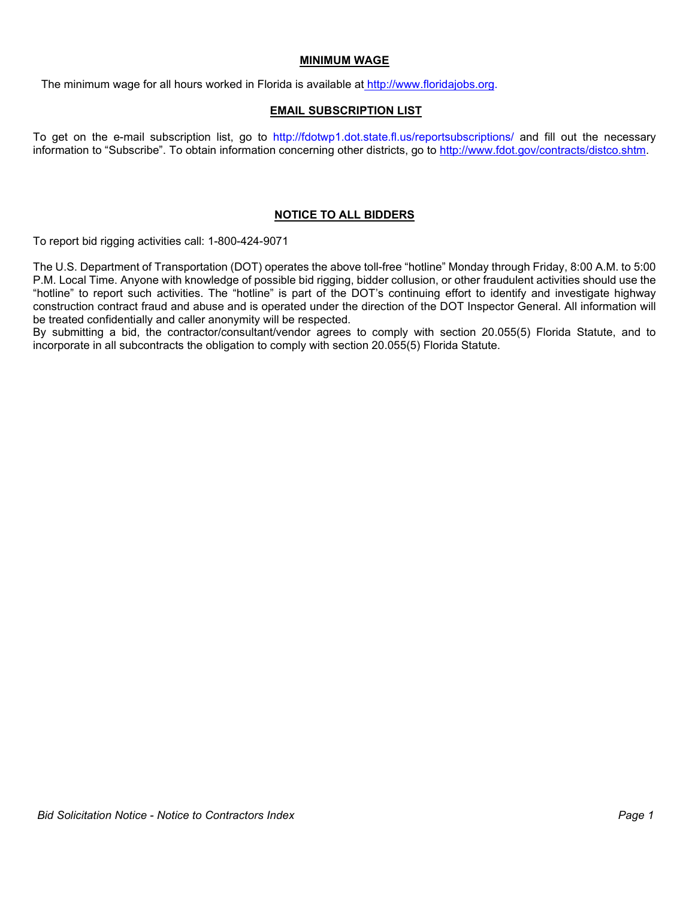## MINIMUM WAGE

The minimum wage for all hours worked in Florida is available at http://www.floridajobs.org.

## EMAIL SUBSCRIPTION LIST

To get on the e-mail subscription list, go to http://fdotwp1.dot.state.fl.us/reportsubscriptions/ and fill out the necessary information to "Subscribe". To obtain information concerning other districts, go to http://www.fdot.gov/contracts/distco.shtm.

## NOTICE TO ALL BIDDERS

To report bid rigging activities call: 1-800-424-9071

The U.S. Department of Transportation (DOT) operates the above toll-free "hotline" Monday through Friday, 8:00 A.M. to 5:00 P.M. Local Time. Anyone with knowledge of possible bid rigging, bidder collusion, or other fraudulent activities should use the "hotline" to report such activities. The "hotline" is part of the DOT's continuing effort to identify and investigate highway construction contract fraud and abuse and is operated under the direction of the DOT Inspector General. All information will be treated confidentially and caller anonymity will be respected.

By submitting a bid, the contractor/consultant/vendor agrees to comply with section 20.055(5) Florida Statute, and to incorporate in all subcontracts the obligation to comply with section 20.055(5) Florida Statute.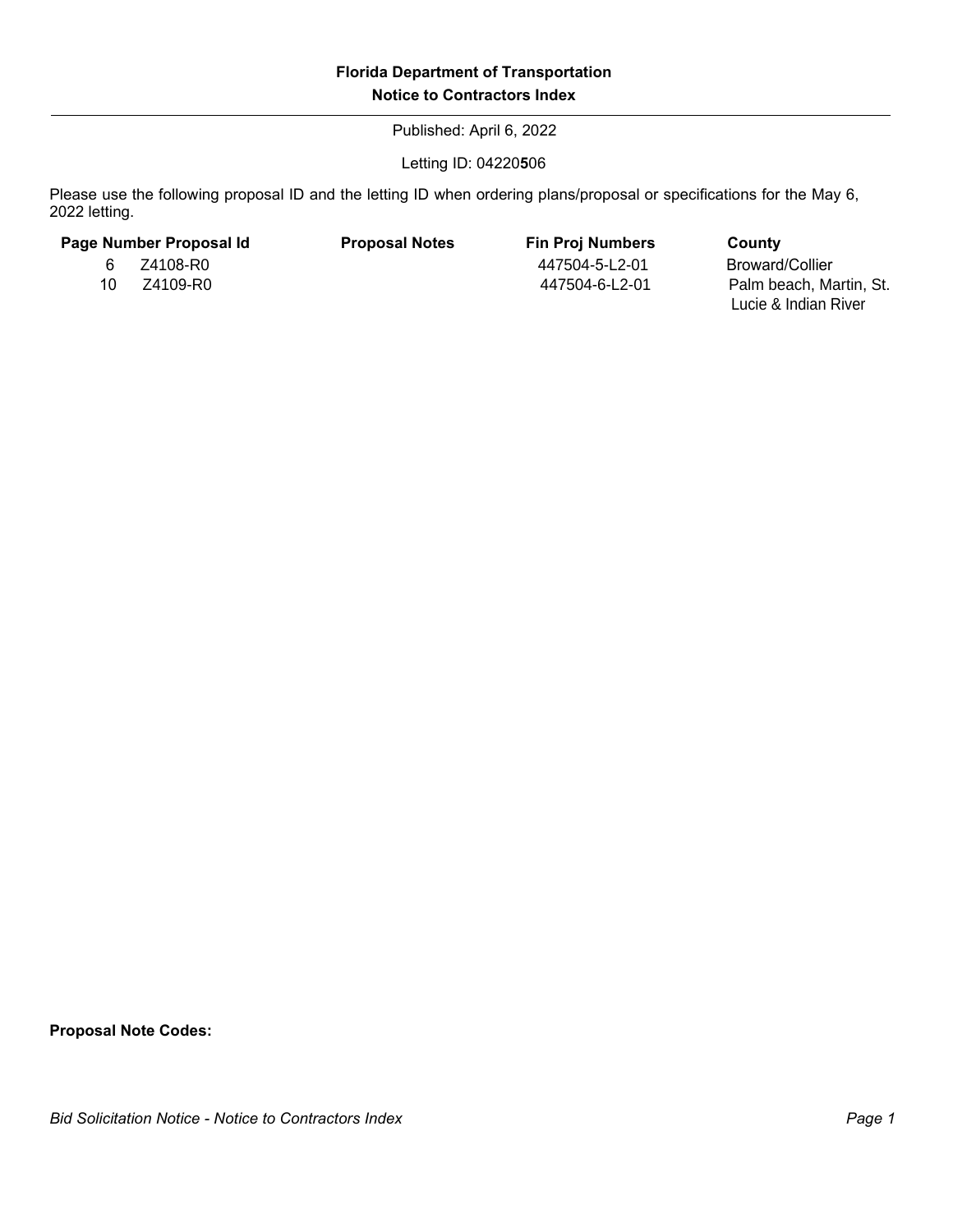**Florida Department of Transportation**

**Notice to Contractors Index**

Published: April 6, 2022

Letting ID: 04220**5**06

Please use the following proposal ID and the letting ID when ordering plans/proposal or specifications for the May 6, 2022 letting.

| Page Number | Proposal Id | Proposal Notes | Fin Proj Numbers | County |
|---|---|---|---|---|
| 6 | Z4108-R0 | | 447504-5-L2-01 | Broward/Collier |
| 10 | Z4109-R0 | | 447504-6-L2-01 | Palm beach, Martin, St. Lucie & Indian River |

**Proposal Note Codes:**

*Bid Solicitation Notice - Notice to Contractors Index*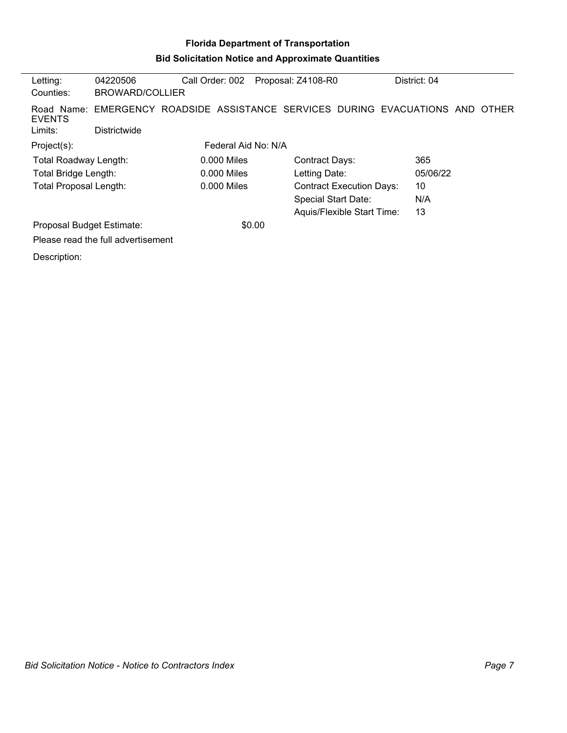# Florida Department of Transportation

## Bid Solicitation Notice and Approximate Quantities

| Letting: | 04220506 | Call Order: 002 | Proposal: Z4108-R0 | District: 04 |
|---|---|---|---|---|
| Counties: | BROWARD/COLLIER | | | |

Road Name: EMERGENCY ROADSIDE ASSISTANCE SERVICES DURING EVACUATIONS AND OTHER EVENTS

Limits: Districtwide

Project(s): Federal Aid No: N/A

| | | | |
|---|---|---|---|
| Total Roadway Length: | 0.000 Miles | Contract Days: | 365 |
| Total Bridge Length: | 0.000 Miles | Letting Date: | 05/06/22 |
| Total Proposal Length: | 0.000 Miles | Contract Execution Days: | 10 |
| | | Special Start Date: | N/A |
| | | Aquis/Flexible Start Time: | 13 |

Proposal Budget Estimate: $0.00

Please read the full advertisement

Description: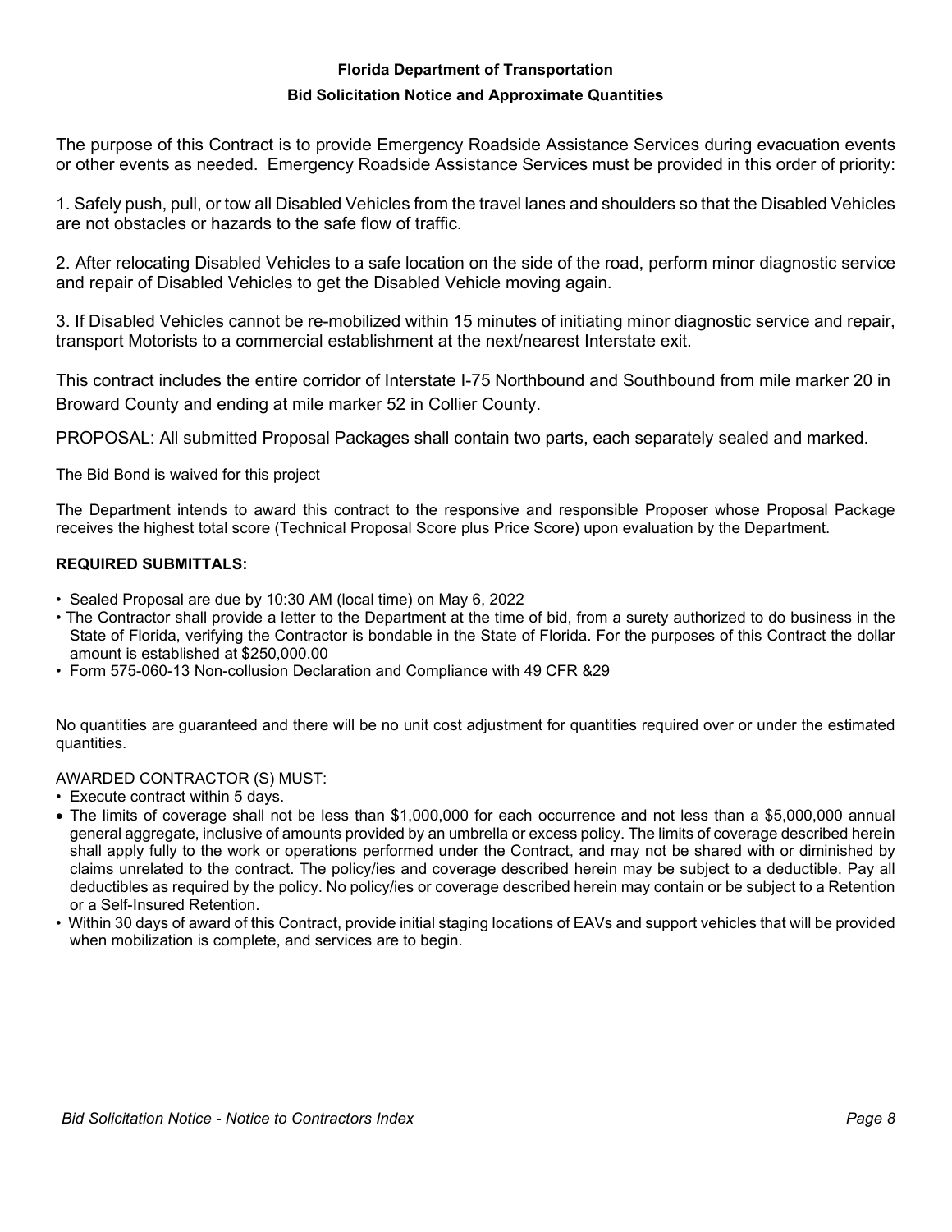## Florida Department of Transportation

### Bid Solicitation Notice and Approximate Quantities

The purpose of this Contract is to provide Emergency Roadside Assistance Services during evacuation events or other events as needed. Emergency Roadside Assistance Services must be provided in this order of priority:

1. Safely push, pull, or tow all Disabled Vehicles from the travel lanes and shoulders so that the Disabled Vehicles are not obstacles or hazards to the safe flow of traffic.

2. After relocating Disabled Vehicles to a safe location on the side of the road, perform minor diagnostic service and repair of Disabled Vehicles to get the Disabled Vehicle moving again.

3. If Disabled Vehicles cannot be re-mobilized within 15 minutes of initiating minor diagnostic service and repair, transport Motorists to a commercial establishment at the next/nearest Interstate exit.

This contract includes the entire corridor of Interstate I-75 Northbound and Southbound from mile marker 20 in Broward County and ending at mile marker 52 in Collier County.

PROPOSAL: All submitted Proposal Packages shall contain two parts, each separately sealed and marked.

The Bid Bond is waived for this project

The Department intends to award this contract to the responsive and responsible Proposer whose Proposal Package receives the highest total score (Technical Proposal Score plus Price Score) upon evaluation by the Department.

**REQUIRED SUBMITTALS:**

- Sealed Proposal are due by 10:30 AM (local time) on May 6, 2022
- The Contractor shall provide a letter to the Department at the time of bid, from a surety authorized to do business in the State of Florida, verifying the Contractor is bondable in the State of Florida. For the purposes of this Contract the dollar amount is established at $250,000.00
- Form 575-060-13 Non-collusion Declaration and Compliance with 49 CFR &29

No quantities are guaranteed and there will be no unit cost adjustment for quantities required over or under the estimated quantities.

AWARDED CONTRACTOR (S) MUST:

- Execute contract within 5 days.
- The limits of coverage shall not be less than $1,000,000 for each occurrence and not less than a $5,000,000 annual general aggregate, inclusive of amounts provided by an umbrella or excess policy. The limits of coverage described herein shall apply fully to the work or operations performed under the Contract, and may not be shared with or diminished by claims unrelated to the contract. The policy/ies and coverage described herein may be subject to a deductible. Pay all deductibles as required by the policy. No policy/ies or coverage described herein may contain or be subject to a Retention or a Self-Insured Retention.
- Within 30 days of award of this Contract, provide initial staging locations of EAVs and support vehicles that will be provided when mobilization is complete, and services are to begin.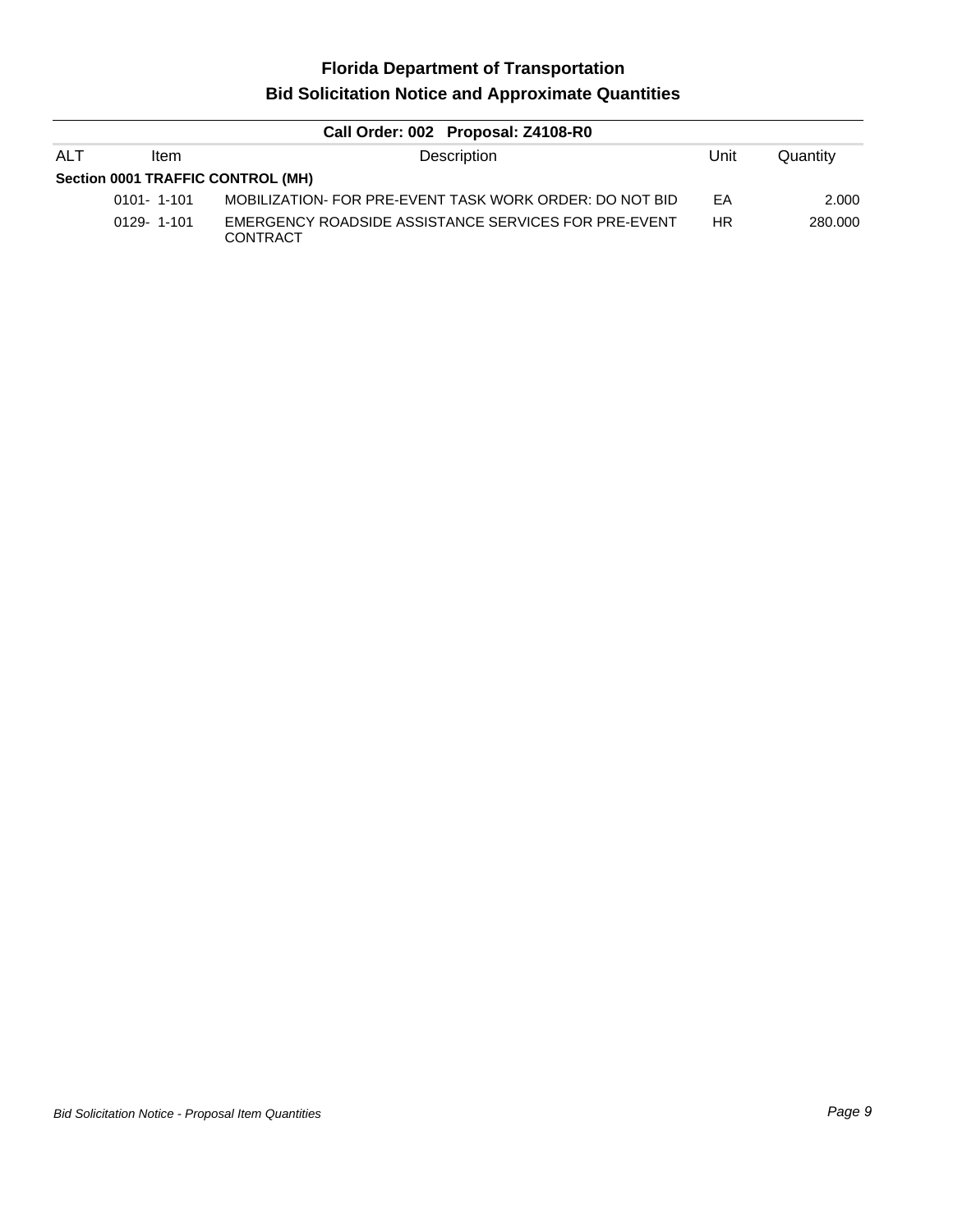# Florida Department of Transportation

## Bid Solicitation Notice and Approximate Quantities

### Call Order: 002 Proposal: Z4108-R0

| ALT | Item | Description | Unit | Quantity |
|---|---|---|---|---|
| **Section 0001 TRAFFIC CONTROL (MH)** | | | | |
| | 0101- 1-101 | MOBILIZATION- FOR PRE-EVENT TASK WORK ORDER: DO NOT BID | EA | 2.000 |
| | 0129- 1-101 | EMERGENCY ROADSIDE ASSISTANCE SERVICES FOR PRE-EVENT CONTRACT | HR | 280.000 |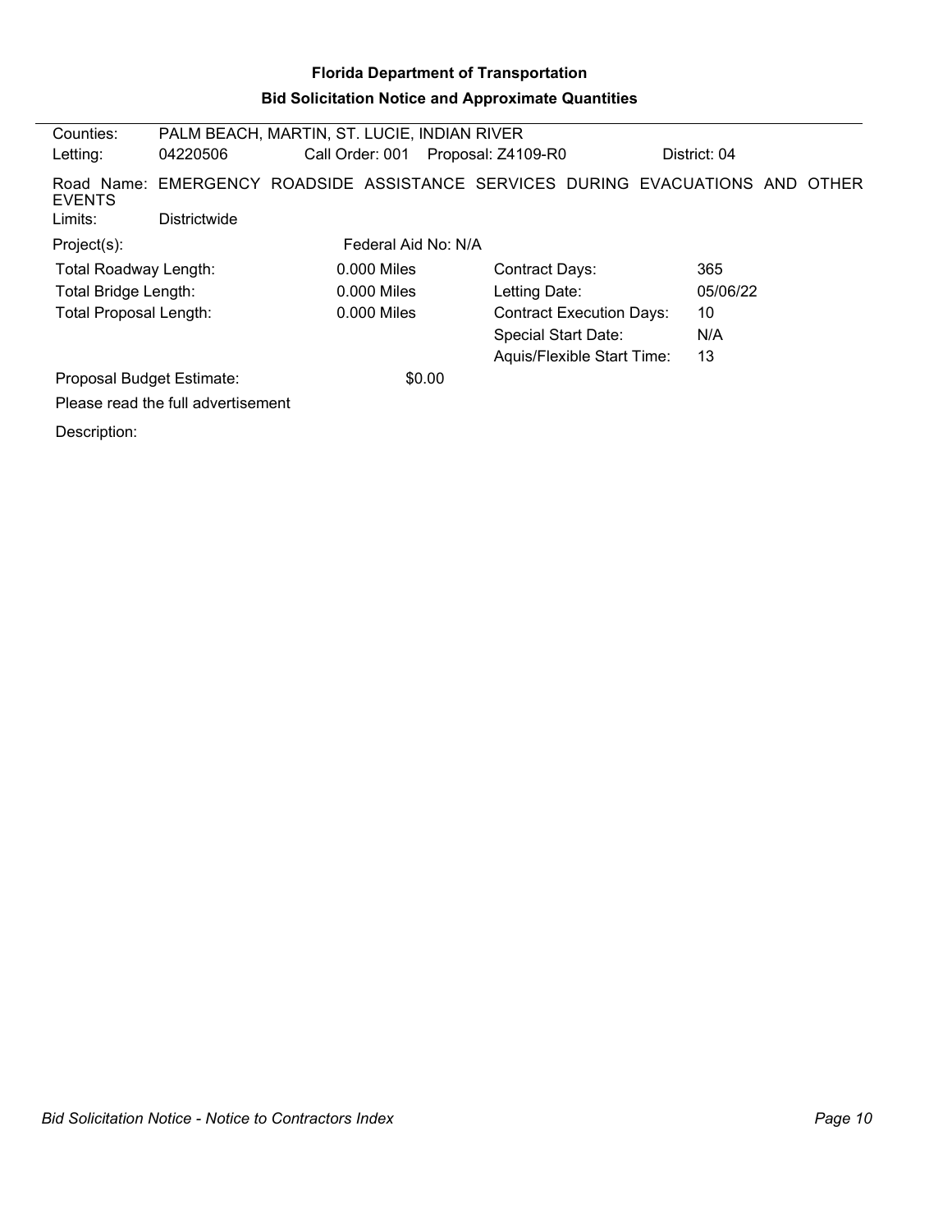# Florida Department of Transportation

## Bid Solicitation Notice and Approximate Quantities

| | | | | |
|---|---|---|---|---|
| Counties: | PALM BEACH, MARTIN, ST. LUCIE, INDIAN RIVER | | | |
| Letting: | 04220506 | Call Order: 001 | Proposal: Z4109-R0 | District: 04 |

Road Name: EMERGENCY ROADSIDE ASSISTANCE SERVICES DURING EVACUATIONS AND OTHER EVENTS

Limits: Districtwide

Project(s): Federal Aid No: N/A

| | | | |
|---|---|---|---|
| Total Roadway Length: | 0.000 Miles | Contract Days: | 365 |
| Total Bridge Length: | 0.000 Miles | Letting Date: | 05/06/22 |
| Total Proposal Length: | 0.000 Miles | Contract Execution Days: | 10 |
| | | Special Start Date: | N/A |
| | | Aquis/Flexible Start Time: | 13 |

Proposal Budget Estimate: $0.00

Please read the full advertisement

Description: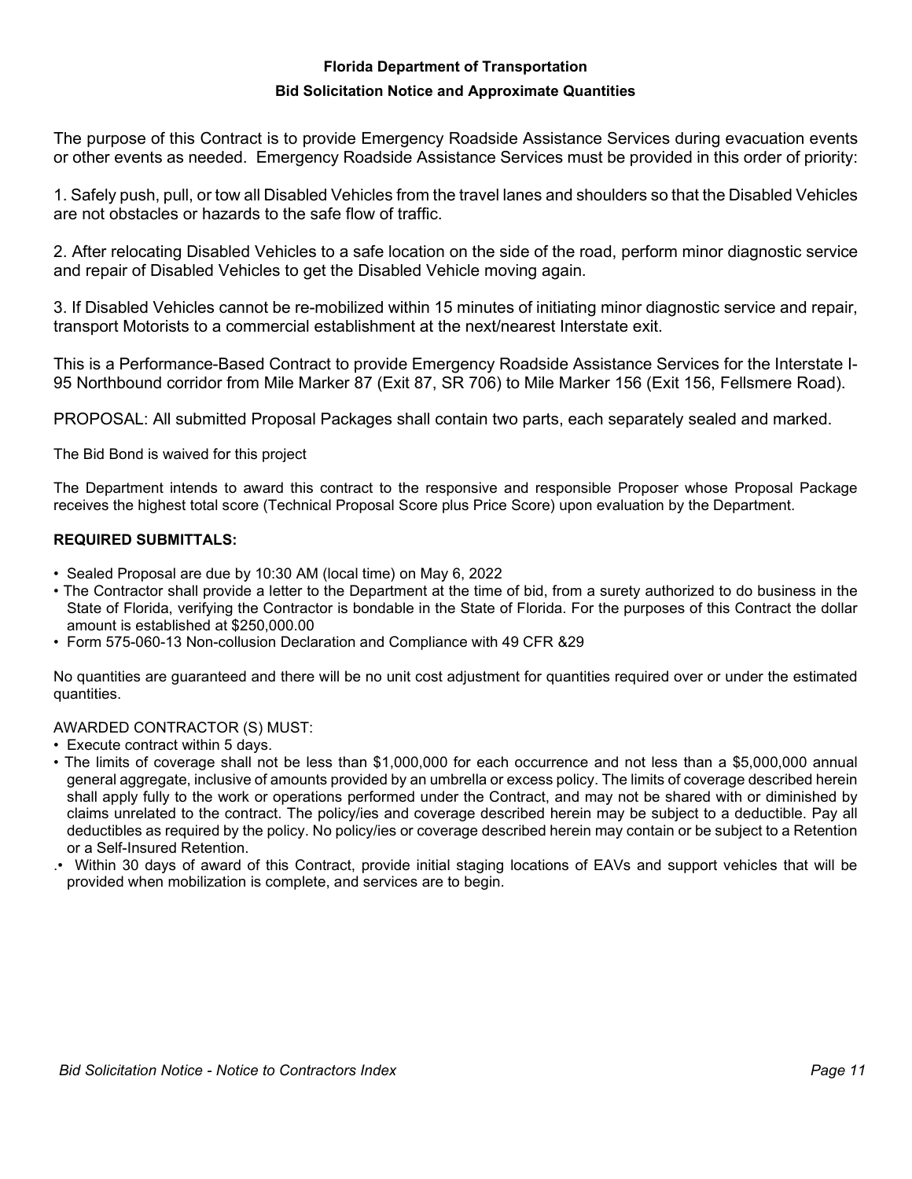**Florida Department of Transportation**

**Bid Solicitation Notice and Approximate Quantities**

The purpose of this Contract is to provide Emergency Roadside Assistance Services during evacuation events or other events as needed. Emergency Roadside Assistance Services must be provided in this order of priority:

1. Safely push, pull, or tow all Disabled Vehicles from the travel lanes and shoulders so that the Disabled Vehicles are not obstacles or hazards to the safe flow of traffic.

2. After relocating Disabled Vehicles to a safe location on the side of the road, perform minor diagnostic service and repair of Disabled Vehicles to get the Disabled Vehicle moving again.

3. If Disabled Vehicles cannot be re-mobilized within 15 minutes of initiating minor diagnostic service and repair, transport Motorists to a commercial establishment at the next/nearest Interstate exit.

This is a Performance-Based Contract to provide Emergency Roadside Assistance Services for the Interstate I-95 Northbound corridor from Mile Marker 87 (Exit 87, SR 706) to Mile Marker 156 (Exit 156, Fellsmere Road).

PROPOSAL: All submitted Proposal Packages shall contain two parts, each separately sealed and marked.

The Bid Bond is waived for this project

The Department intends to award this contract to the responsive and responsible Proposer whose Proposal Package receives the highest total score (Technical Proposal Score plus Price Score) upon evaluation by the Department.

**REQUIRED SUBMITTALS:**

- Sealed Proposal are due by 10:30 AM (local time) on May 6, 2022
- The Contractor shall provide a letter to the Department at the time of bid, from a surety authorized to do business in the State of Florida, verifying the Contractor is bondable in the State of Florida. For the purposes of this Contract the dollar amount is established at $250,000.00
- Form 575-060-13 Non-collusion Declaration and Compliance with 49 CFR &29

No quantities are guaranteed and there will be no unit cost adjustment for quantities required over or under the estimated quantities.

AWARDED CONTRACTOR (S) MUST:

- Execute contract within 5 days.
- The limits of coverage shall not be less than $1,000,000 for each occurrence and not less than a $5,000,000 annual general aggregate, inclusive of amounts provided by an umbrella or excess policy. The limits of coverage described herein shall apply fully to the work or operations performed under the Contract, and may not be shared with or diminished by claims unrelated to the contract. The policy/ies and coverage described herein may be subject to a deductible. Pay all deductibles as required by the policy. No policy/ies or coverage described herein may contain or be subject to a Retention or a Self-Insured Retention.
- Within 30 days of award of this Contract, provide initial staging locations of EAVs and support vehicles that will be provided when mobilization is complete, and services are to begin.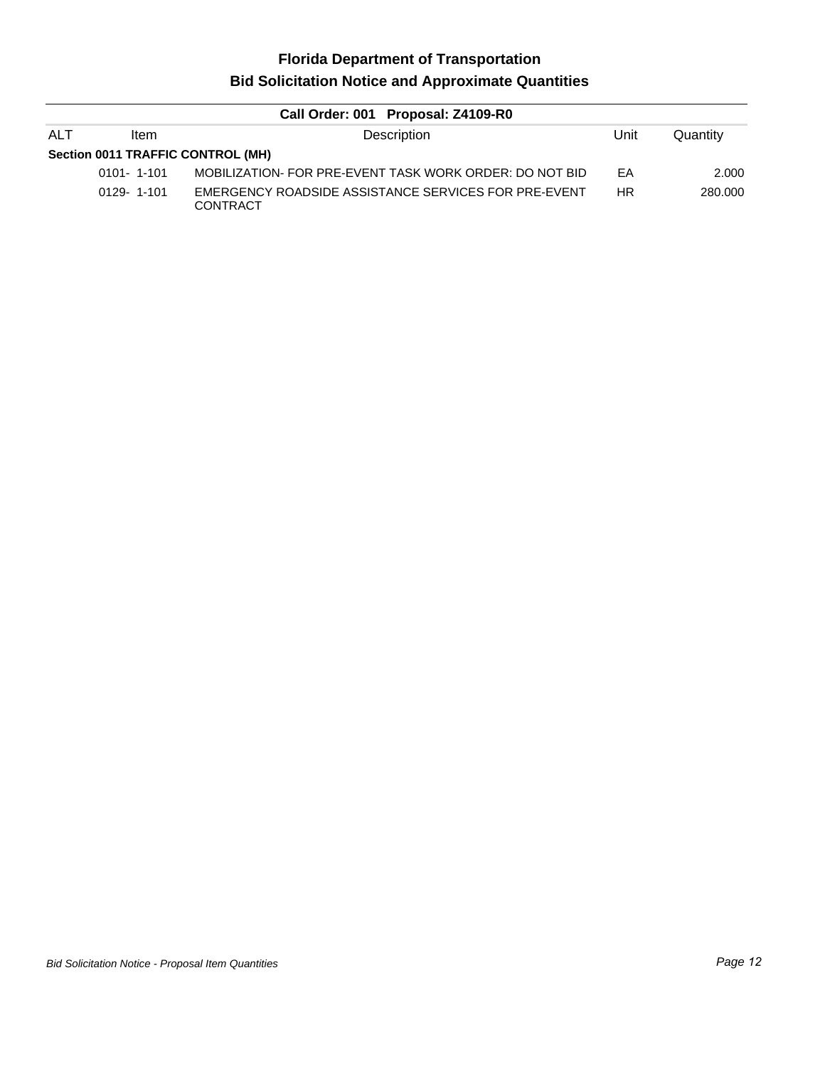# Florida Department of Transportation

## Bid Solicitation Notice and Approximate Quantities

### Call Order: 001   Proposal: Z4109-R0

| ALT | Item | Description | Unit | Quantity |
|---|---|---|---|---|
| **Section 0011 TRAFFIC CONTROL (MH)** | | | | |
| | 0101- 1-101 | MOBILIZATION- FOR PRE-EVENT TASK WORK ORDER: DO NOT BID | EA | 2.000 |
| | 0129- 1-101 | EMERGENCY ROADSIDE ASSISTANCE SERVICES FOR PRE-EVENT CONTRACT | HR | 280.000 |